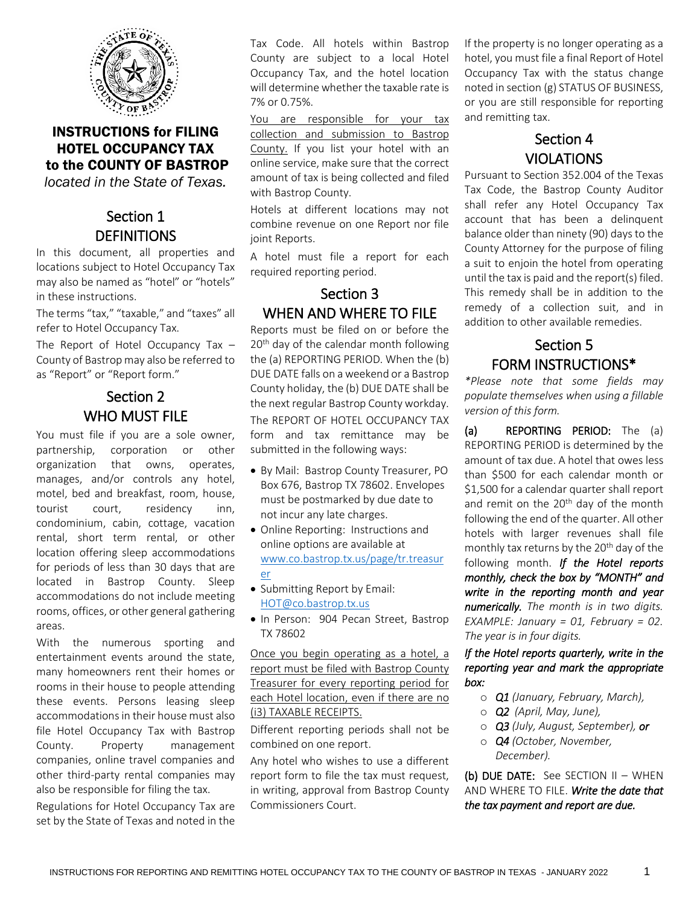# INSTRUCTIONS for FILING HOTEL OCCUPANCY TAX to the COUNTY OF BASTROP

*located in the State of Texas.*

## Section 1 DEFINITIONS

In this document, all properties and locations subject to Hotel Occupancy Tax may also be named as "hotel" or "hotels" in these instructions.

The terms "tax," "taxable," and "taxes" all refer to Hotel Occupancy Tax.

The Report of Hotel Occupancy Tax – County of Bastrop may also be referred to as "Report" or "Report form."

## Section 2 WHO MUST FILE

You must file if you are a sole owner, partnership, corporation or other organization that owns, operates, manages, and/or controls any hotel, motel, bed and breakfast, room, house, tourist court, residency inn, condominium, cabin, cottage, vacation rental, short term rental, or other location offering sleep accommodations for periods of less than 30 days that are located in Bastrop County. Sleep accommodations do not include meeting rooms, offices, or other general gathering areas.

With the numerous sporting and entertainment events around the state, many homeowners rent their homes or rooms in their house to people attending these events. Persons leasing sleep accommodations in their house must also file Hotel Occupancy Tax with Bastrop County. Property management companies, online travel companies and other third-party rental companies may also be responsible for filing the tax.

Regulations for Hotel Occupancy Tax are set by the State of Texas and noted in the Tax Code. All hotels within Bastrop County are subject to a local Hotel Occupancy Tax, and the hotel location will determine whether the taxable rate is 7% or 0.75%.

You are responsible for your tax collection and submission to Bastrop County. If you list your hotel with an online service, make sure that the correct amount of tax is being collected and filed with Bastrop County.

Hotels at different locations may not combine revenue on one Report nor file joint Reports.

A hotel must file a report for each required reporting period.

## Section 3 WHEN AND WHERE TO FILE

Reports must be filed on or before the 20th day of the calendar month following the (a) REPORTING PERIOD. When the (b) DUE DATE falls on a weekend or a Bastrop County holiday, the (b) DUE DATE shall be the next regular Bastrop County workday.

The REPORT OF HOTEL OCCUPANCY TAX form and tax remittance may be submitted in the following ways:

- By Mail: Bastrop County Treasurer, PO Box 676, Bastrop TX 78602. Envelopes must be postmarked by due date to not incur any late charges.
- Online Reporting: Instructions and online options are available at www.co.bastrop.tx.us/page/tr.treasurer
- Submitting Report by Email: HOT@co.bastrop.tx.us
- In Person: 904 Pecan Street, Bastrop TX 78602

Once you begin operating as a hotel, a report must be filed with Bastrop County Treasurer for every reporting period for each Hotel location, even if there are no (i3) TAXABLE RECEIPTS.

Different reporting periods shall not be combined on one report.

Any hotel who wishes to use a different report form to file the tax must request, in writing, approval from Bastrop County Commissioners Court.

If the property is no longer operating as a hotel, you must file a final Report of Hotel Occupancy Tax with the status change noted in section (g) STATUS OF BUSINESS, or you are still responsible for reporting and remitting tax.

## Section 4 VIOLATIONS

Pursuant to Section 352.004 of the Texas Tax Code, the Bastrop County Auditor shall refer any Hotel Occupancy Tax account that has been a delinquent balance older than ninety (90) days to the County Attorney for the purpose of filing a suit to enjoin the hotel from operating until the tax is paid and the report(s) filed. This remedy shall be in addition to the remedy of a collection suit, and in addition to other available remedies.

## Section 5 FORM INSTRUCTIONS*

*\*Please note that some fields may populate themselves when using a fillable version of this form.*

**(a) REPORTING PERIOD:** The (a) REPORTING PERIOD is determined by the amount of tax due. A hotel that owes less than $500 for each calendar month or $1,500 for a calendar quarter shall report and remit on the 20th day of the month following the end of the quarter. All other hotels with larger revenues shall file monthly tax returns by the 20th day of the following month. ***If the Hotel reports monthly, check the box by "MONTH" and write in the reporting month and year numerically.*** *The month is in two digits. EXAMPLE: January = 01, February = 02. The year is in four digits.*

***If the Hotel reports quarterly, write in the reporting year and mark the appropriate box:***

- ***Q1*** *(January, February, March),*
- ***Q2*** *(April, May, June),*
- ***Q3*** *(July, August, September),* ***or***
- ***Q4*** *(October, November, December).*

**(b) DUE DATE:** See SECTION II – WHEN AND WHERE TO FILE. ***Write the date that the tax payment and report are due.***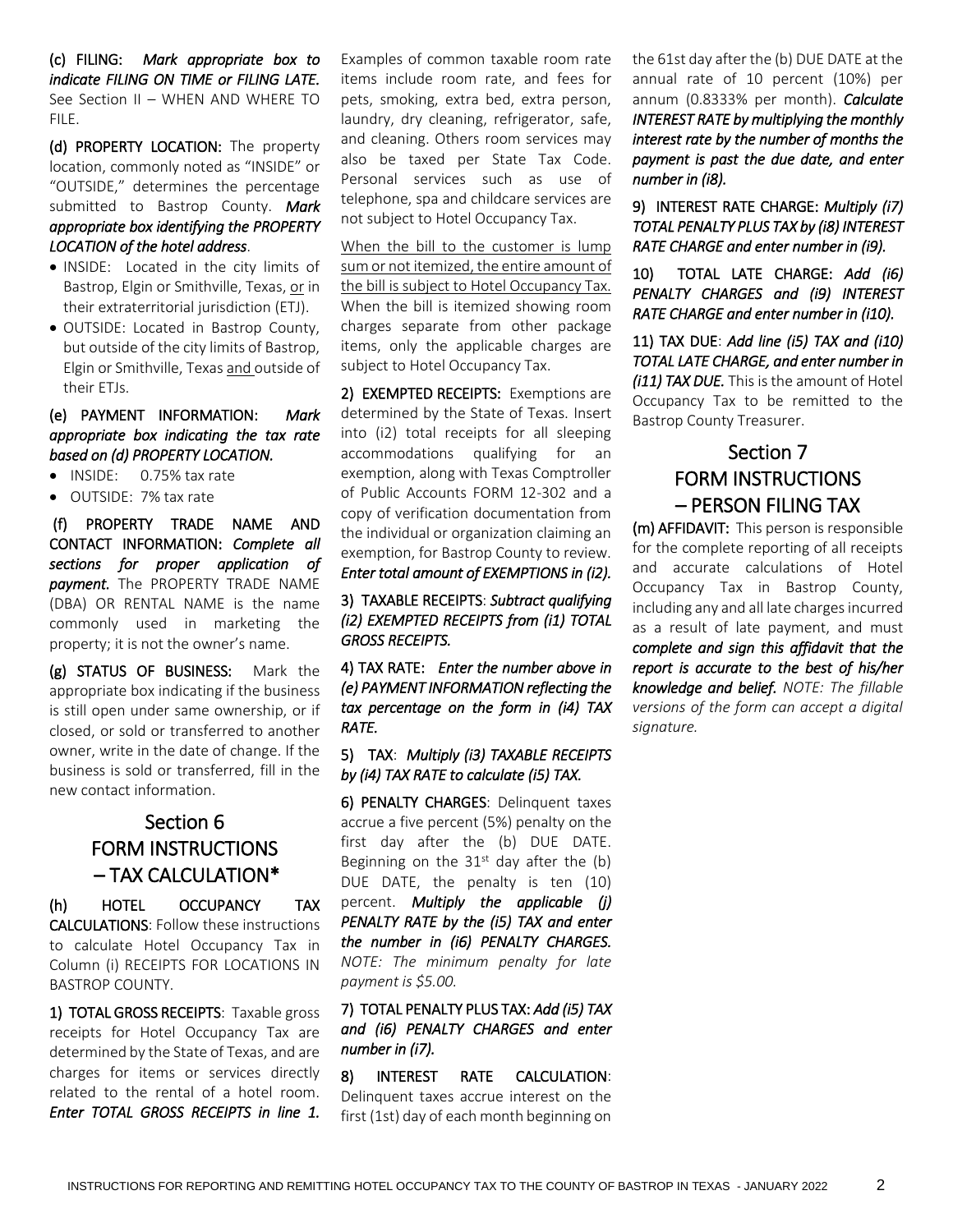**(c) FILING:** ***Mark appropriate box to indicate FILING ON TIME or FILING LATE.*** See Section II – WHEN AND WHERE TO FILE.

**(d) PROPERTY LOCATION:** The property location, commonly noted as "INSIDE" or "OUTSIDE," determines the percentage submitted to Bastrop County. ***Mark appropriate box identifying the PROPERTY LOCATION of the hotel address***.

- INSIDE: Located in the city limits of Bastrop, Elgin or Smithville, Texas, or in their extraterritorial jurisdiction (ETJ).
- OUTSIDE: Located in Bastrop County, but outside of the city limits of Bastrop, Elgin or Smithville, Texas and outside of their ETJs.

**(e) PAYMENT INFORMATION:** ***Mark appropriate box indicating the tax rate based on (d) PROPERTY LOCATION.***

- INSIDE: 0.75% tax rate
- OUTSIDE: 7% tax rate

**(f) PROPERTY TRADE NAME AND CONTACT INFORMATION:** ***Complete all sections for proper application of payment.*** The PROPERTY TRADE NAME (DBA) OR RENTAL NAME is the name commonly used in marketing the property; it is not the owner's name.

**(g) STATUS OF BUSINESS:** Mark the appropriate box indicating if the business is still open under same ownership, or if closed, or sold or transferred to another owner, write in the date of change. If the business is sold or transferred, fill in the new contact information.

## Section 6 FORM INSTRUCTIONS – TAX CALCULATION*

**(h) HOTEL OCCUPANCY TAX CALCULATIONS**: Follow these instructions to calculate Hotel Occupancy Tax in Column (i) RECEIPTS FOR LOCATIONS IN BASTROP COUNTY.

**1) TOTAL GROSS RECEIPTS**: Taxable gross receipts for Hotel Occupancy Tax are determined by the State of Texas, and are charges for items or services directly related to the rental of a hotel room. ***Enter TOTAL GROSS RECEIPTS in line 1.*** Examples of common taxable room rate items include room rate, and fees for pets, smoking, extra bed, extra person, laundry, dry cleaning, refrigerator, safe, and cleaning. Others room services may also be taxed per State Tax Code. Personal services such as use of telephone, spa and childcare services are not subject to Hotel Occupancy Tax.

When the bill to the customer is lump sum or not itemized, the entire amount of the bill is subject to Hotel Occupancy Tax. When the bill is itemized showing room charges separate from other package items, only the applicable charges are subject to Hotel Occupancy Tax.

**2) EXEMPTED RECEIPTS:** Exemptions are determined by the State of Texas. Insert into (i2) total receipts for all sleeping accommodations qualifying for an exemption, along with Texas Comptroller of Public Accounts FORM 12-302 and a copy of verification documentation from the individual or organization claiming an exemption, for Bastrop County to review. ***Enter total amount of EXEMPTIONS in (i2).***

**3) TAXABLE RECEIPTS**: ***Subtract qualifying (i2) EXEMPTED RECEIPTS from (i1) TOTAL GROSS RECEIPTS.***

**4) TAX RATE:** ***Enter the number above in (e) PAYMENT INFORMATION reflecting the tax percentage on the form in (i4) TAX RATE.***

**5) TAX**: ***Multiply (i3) TAXABLE RECEIPTS by (i4) TAX RATE to calculate (i5) TAX.***

**6) PENALTY CHARGES**: Delinquent taxes accrue a five percent (5%) penalty on the first day after the (b) DUE DATE. Beginning on the 31st day after the (b) DUE DATE, the penalty is ten (10) percent. ***Multiply the applicable (j) PENALTY RATE by the (i5) TAX and enter the number in (i6) PENALTY CHARGES.*** *NOTE: The minimum penalty for late payment is $5.00.*

**7) TOTAL PENALTY PLUS TAX:** ***Add (i5) TAX and (i6) PENALTY CHARGES and enter number in (i7).***

**8) INTEREST RATE CALCULATION**: Delinquent taxes accrue interest on the first (1st) day of each month beginning on the 61st day after the (b) DUE DATE at the annual rate of 10 percent (10%) per annum (0.8333% per month). ***Calculate INTEREST RATE by multiplying the monthly interest rate by the number of months the payment is past the due date, and enter number in (i8).***

**9) INTEREST RATE CHARGE:** ***Multiply (i7) TOTAL PENALTY PLUS TAX by (i8) INTEREST RATE CHARGE and enter number in (i9).***

**10) TOTAL LATE CHARGE:** ***Add (i6) PENALTY CHARGES and (i9) INTEREST RATE CHARGE and enter number in (i10).***

**11) TAX DUE**: ***Add line (i5) TAX and (i10) TOTAL LATE CHARGE, and enter number in (i11) TAX DUE.*** This is the amount of Hotel Occupancy Tax to be remitted to the Bastrop County Treasurer.

## Section 7 FORM INSTRUCTIONS – PERSON FILING TAX

**(m) AFFIDAVIT:** This person is responsible for the complete reporting of all receipts and accurate calculations of Hotel Occupancy Tax in Bastrop County, including any and all late charges incurred as a result of late payment, and must ***complete and sign this affidavit that the report is accurate to the best of his/her knowledge and belief.*** *NOTE: The fillable versions of the form can accept a digital signature.*